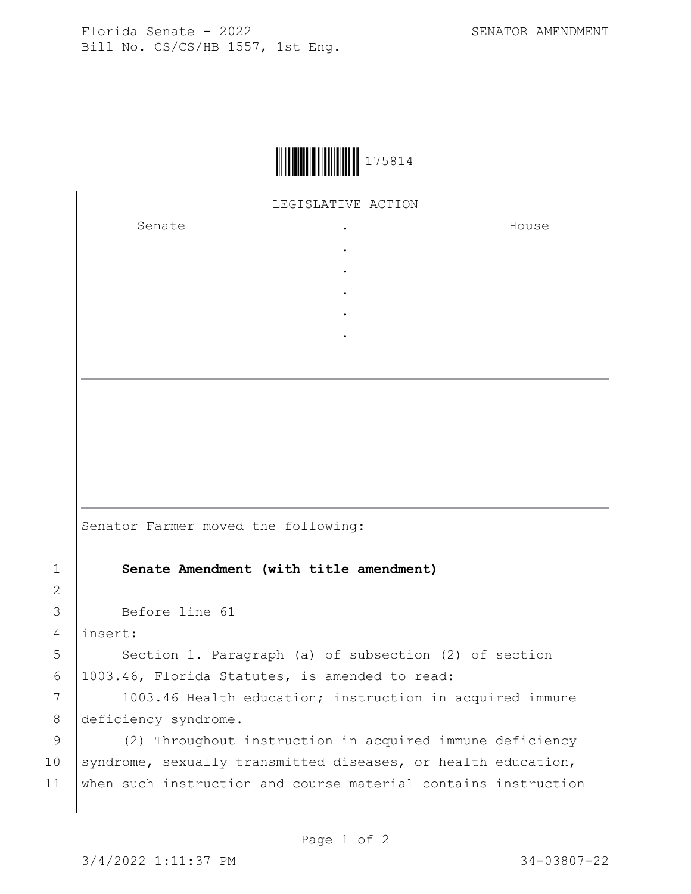Florida Senate - 2022 SENATOR AMENDMENT
Bill No. CS/CS/HB 1557, 1st Eng.

175814

LEGISLATIVE ACTION

| Senate | . | House |
|---|---|---|
| | . | |
| | . | |
| | . | |
| | . | |
| | . | |

Senator Farmer moved the following:

1 **Senate Amendment (with title amendment)**

2

3 Before line 61

4 insert:

5 Section 1. Paragraph (a) of subsection (2) of section

6 1003.46, Florida Statutes, is amended to read:

7 1003.46 Health education; instruction in acquired immune

8 deficiency syndrome.—

9 (2) Throughout instruction in acquired immune deficiency

10 syndrome, sexually transmitted diseases, or health education,

11 when such instruction and course material contains instruction

3/4/2022 1:11:37 PM 34-03807-22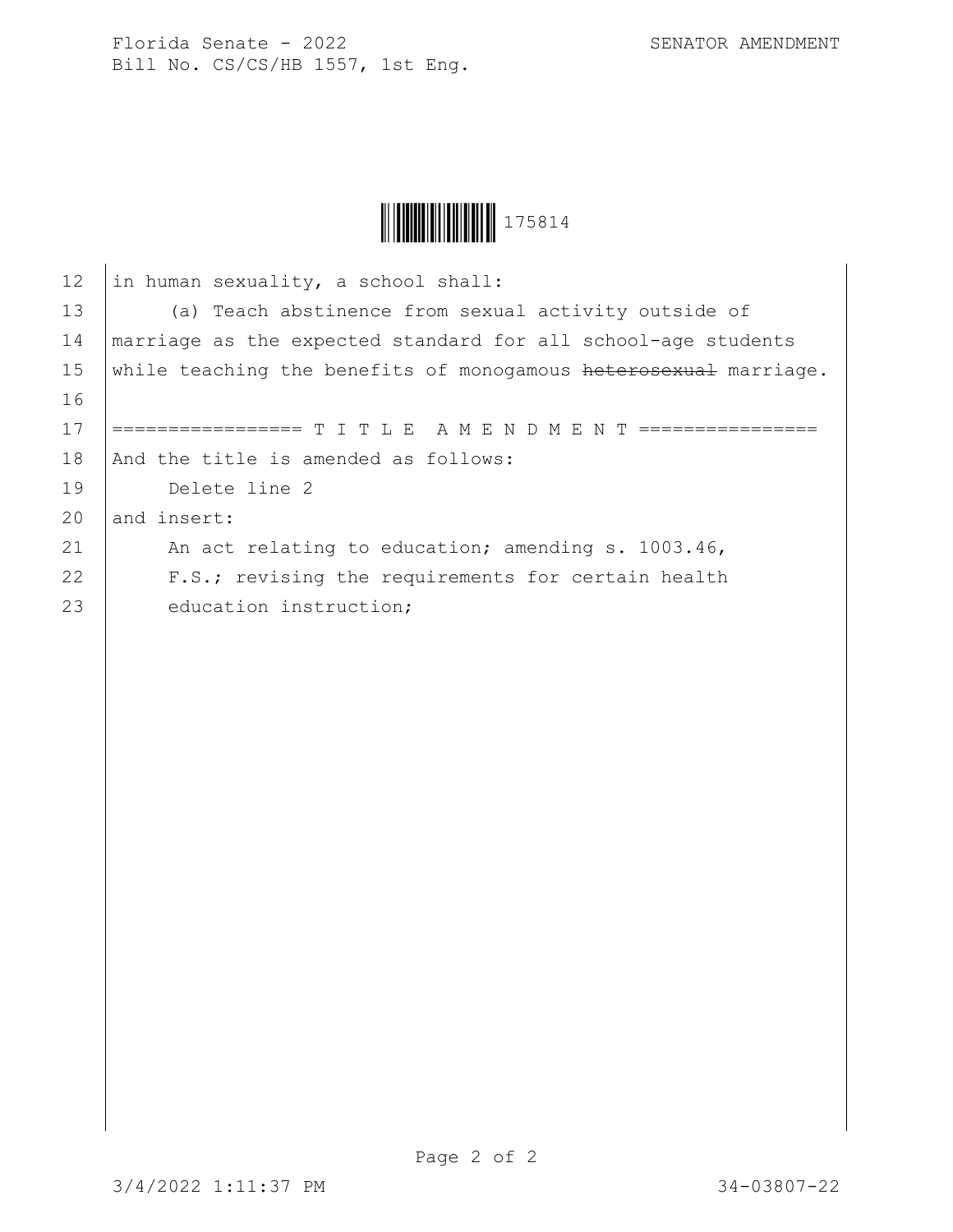in human sexuality, a school shall:

(a) Teach abstinence from sexual activity outside of marriage as the expected standard for all school-age students while teaching the benefits of monogamous ~~heterosexual~~ marriage.

================= T I T L E  A M E N D M E N T ================

And the title is amended as follows:

Delete line 2

and insert:

An act relating to education; amending s. 1003.46, F.S.; revising the requirements for certain health education instruction;